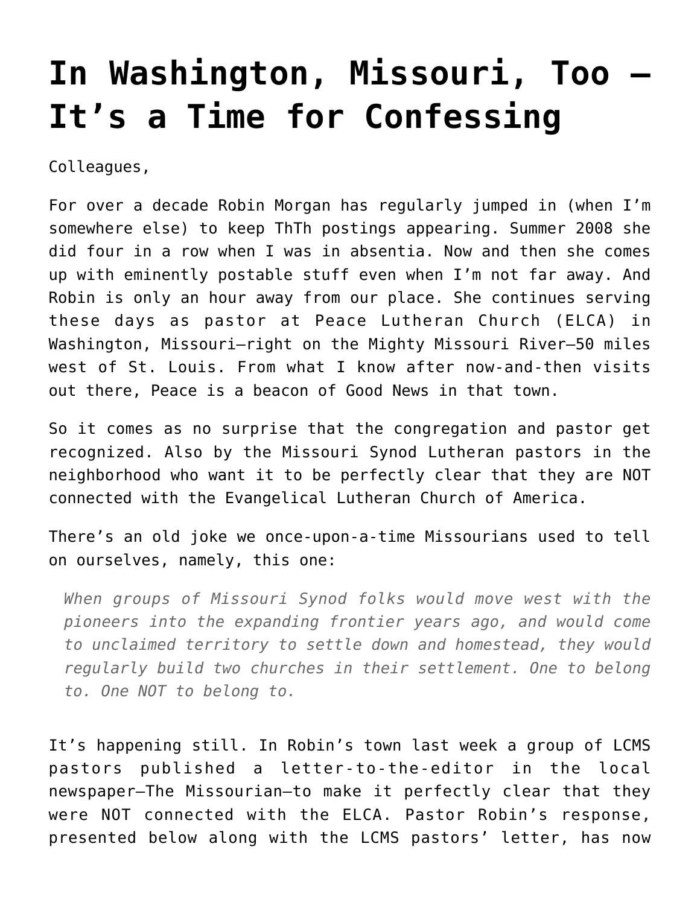# In Washington, Missouri, Too — It's a Time for Confessing

Colleagues,

For over a decade Robin Morgan has regularly jumped in (when I'm somewhere else) to keep ThTh postings appearing. Summer 2008 she did four in a row when I was in absentia. Now and then she comes up with eminently postable stuff even when I'm not far away. And Robin is only an hour away from our place. She continues serving these days as pastor at Peace Lutheran Church (ELCA) in Washington, Missouri—right on the Mighty Missouri River—50 miles west of St. Louis. From what I know after now-and-then visits out there, Peace is a beacon of Good News in that town.

So it comes as no surprise that the congregation and pastor get recognized. Also by the Missouri Synod Lutheran pastors in the neighborhood who want it to be perfectly clear that they are NOT connected with the Evangelical Lutheran Church of America.

There's an old joke we once-upon-a-time Missourians used to tell on ourselves, namely, this one:

> *When groups of Missouri Synod folks would move west with the pioneers into the expanding frontier years ago, and would come to unclaimed territory to settle down and homestead, they would regularly build two churches in their settlement. One to belong to. One NOT to belong to.*

It's happening still. In Robin's town last week a group of LCMS pastors published a letter-to-the-editor in the local newspaper—The Missourian—to make it perfectly clear that they were NOT connected with the ELCA. Pastor Robin's response, presented below along with the LCMS pastors' letter, has now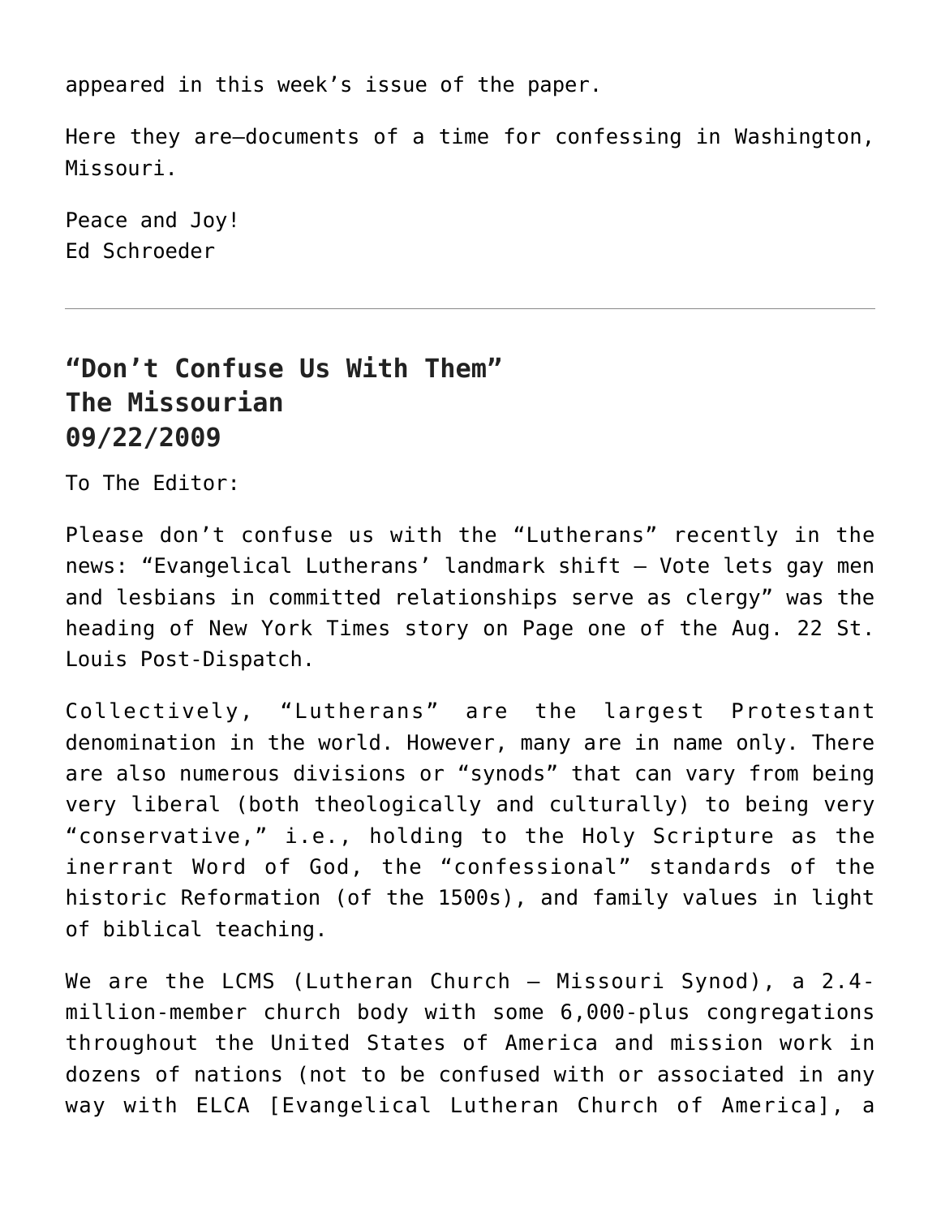appeared in this week's issue of the paper.

Here they are—documents of a time for confessing in Washington, Missouri.

Peace and Joy!
Ed Schroeder

---

## "Don't Confuse Us With Them"
## The Missourian
## 09/22/2009

To The Editor:

Please don't confuse us with the "Lutherans" recently in the news: "Evangelical Lutherans' landmark shift – Vote lets gay men and lesbians in committed relationships serve as clergy" was the heading of New York Times story on Page one of the Aug. 22 St. Louis Post-Dispatch.

Collectively, "Lutherans" are the largest Protestant denomination in the world. However, many are in name only. There are also numerous divisions or "synods" that can vary from being very liberal (both theologically and culturally) to being very "conservative," i.e., holding to the Holy Scripture as the inerrant Word of God, the "confessional" standards of the historic Reformation (of the 1500s), and family values in light of biblical teaching.

We are the LCMS (Lutheran Church – Missouri Synod), a 2.4-million-member church body with some 6,000-plus congregations throughout the United States of America and mission work in dozens of nations (not to be confused with or associated in any way with ELCA [Evangelical Lutheran Church of America], a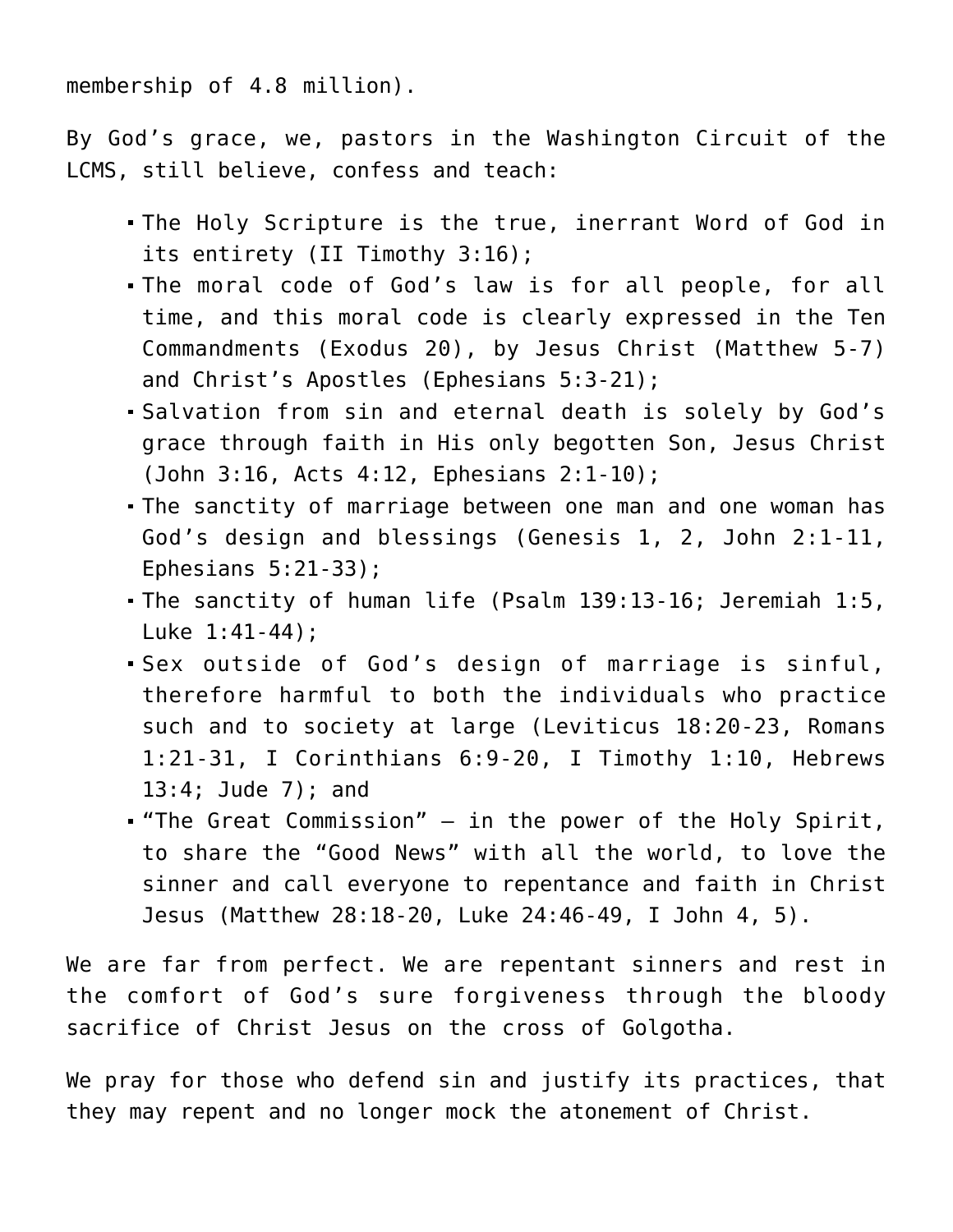membership of 4.8 million).

By God's grace, we, pastors in the Washington Circuit of the LCMS, still believe, confess and teach:

- The Holy Scripture is the true, inerrant Word of God in its entirety (II Timothy 3:16);
- The moral code of God's law is for all people, for all time, and this moral code is clearly expressed in the Ten Commandments (Exodus 20), by Jesus Christ (Matthew 5-7) and Christ's Apostles (Ephesians 5:3-21);
- Salvation from sin and eternal death is solely by God's grace through faith in His only begotten Son, Jesus Christ (John 3:16, Acts 4:12, Ephesians 2:1-10);
- The sanctity of marriage between one man and one woman has God's design and blessings (Genesis 1, 2, John 2:1-11, Ephesians 5:21-33);
- The sanctity of human life (Psalm 139:13-16; Jeremiah 1:5, Luke 1:41-44);
- Sex outside of God's design of marriage is sinful, therefore harmful to both the individuals who practice such and to society at large (Leviticus 18:20-23, Romans 1:21-31, I Corinthians 6:9-20, I Timothy 1:10, Hebrews 13:4; Jude 7); and
- "The Great Commission" – in the power of the Holy Spirit, to share the "Good News" with all the world, to love the sinner and call everyone to repentance and faith in Christ Jesus (Matthew 28:18-20, Luke 24:46-49, I John 4, 5).

We are far from perfect. We are repentant sinners and rest in the comfort of God's sure forgiveness through the bloody sacrifice of Christ Jesus on the cross of Golgotha.

We pray for those who defend sin and justify its practices, that they may repent and no longer mock the atonement of Christ.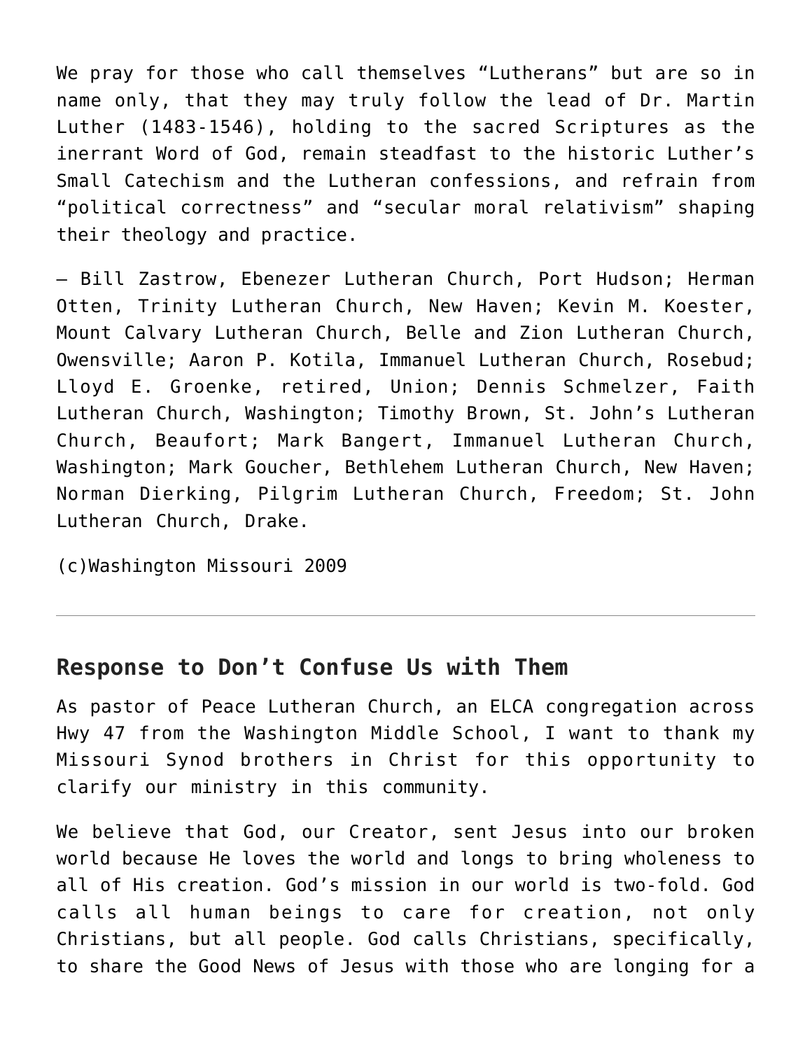We pray for those who call themselves “Lutherans” but are so in name only, that they may truly follow the lead of Dr. Martin Luther (1483-1546), holding to the sacred Scriptures as the inerrant Word of God, remain steadfast to the historic Luther’s Small Catechism and the Lutheran confessions, and refrain from “political correctness” and “secular moral relativism” shaping their theology and practice.

— Bill Zastrow, Ebenezer Lutheran Church, Port Hudson; Herman Otten, Trinity Lutheran Church, New Haven; Kevin M. Koester, Mount Calvary Lutheran Church, Belle and Zion Lutheran Church, Owensville; Aaron P. Kotila, Immanuel Lutheran Church, Rosebud; Lloyd E. Groenke, retired, Union; Dennis Schmelzer, Faith Lutheran Church, Washington; Timothy Brown, St. John’s Lutheran Church, Beaufort; Mark Bangert, Immanuel Lutheran Church, Washington; Mark Goucher, Bethlehem Lutheran Church, New Haven; Norman Dierking, Pilgrim Lutheran Church, Freedom; St. John Lutheran Church, Drake.

(c)Washington Missouri 2009

---

## Response to Don’t Confuse Us with Them

As pastor of Peace Lutheran Church, an ELCA congregation across Hwy 47 from the Washington Middle School, I want to thank my Missouri Synod brothers in Christ for this opportunity to clarify our ministry in this community.

We believe that God, our Creator, sent Jesus into our broken world because He loves the world and longs to bring wholeness to all of His creation. God’s mission in our world is two-fold. God calls all human beings to care for creation, not only Christians, but all people. God calls Christians, specifically, to share the Good News of Jesus with those who are longing for a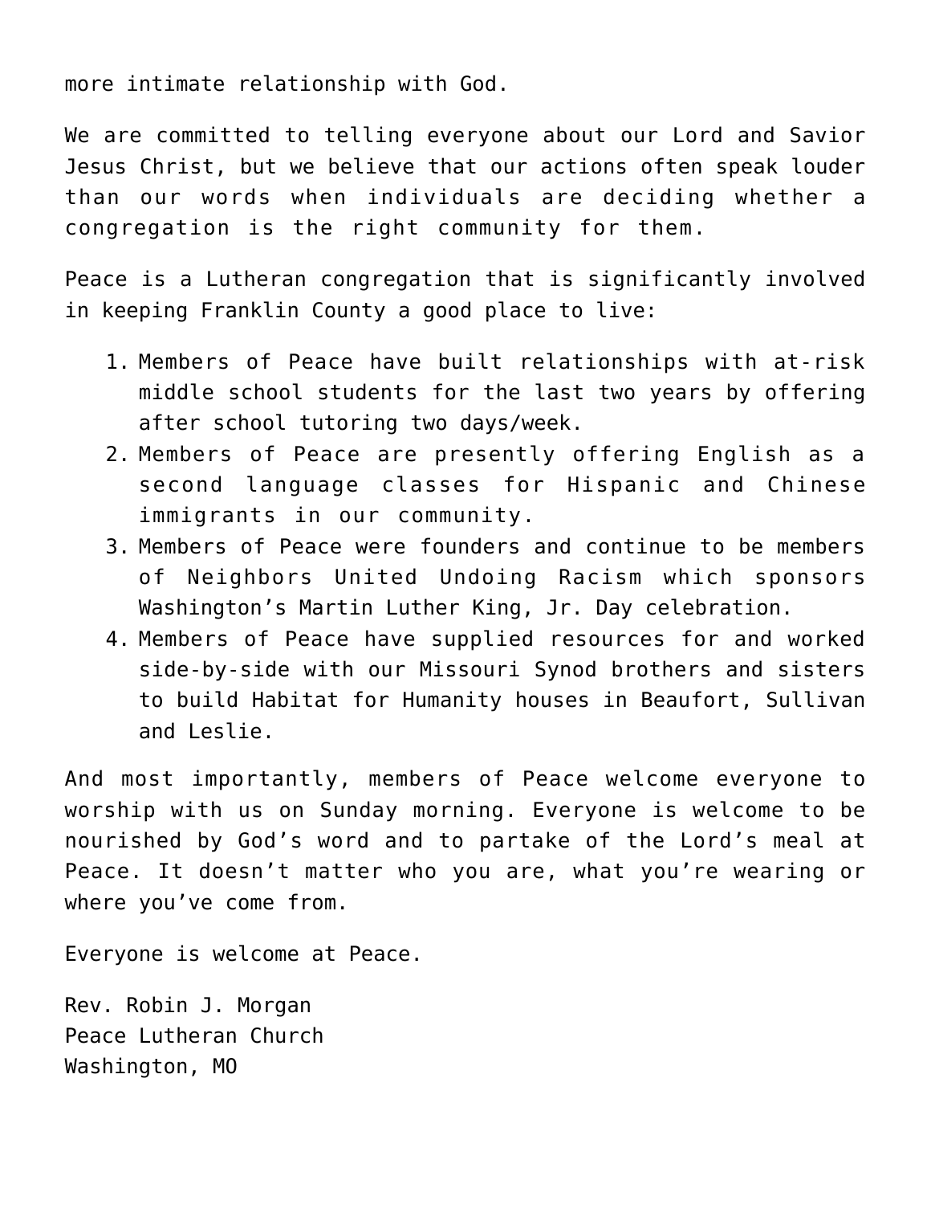more intimate relationship with God.

We are committed to telling everyone about our Lord and Savior Jesus Christ, but we believe that our actions often speak louder than our words when individuals are deciding whether a congregation is the right community for them.

Peace is a Lutheran congregation that is significantly involved in keeping Franklin County a good place to live:

1. Members of Peace have built relationships with at-risk middle school students for the last two years by offering after school tutoring two days/week.
2. Members of Peace are presently offering English as a second language classes for Hispanic and Chinese immigrants in our community.
3. Members of Peace were founders and continue to be members of Neighbors United Undoing Racism which sponsors Washington's Martin Luther King, Jr. Day celebration.
4. Members of Peace have supplied resources for and worked side-by-side with our Missouri Synod brothers and sisters to build Habitat for Humanity houses in Beaufort, Sullivan and Leslie.

And most importantly, members of Peace welcome everyone to worship with us on Sunday morning. Everyone is welcome to be nourished by God's word and to partake of the Lord's meal at Peace. It doesn't matter who you are, what you're wearing or where you've come from.

Everyone is welcome at Peace.

Rev. Robin J. Morgan
Peace Lutheran Church
Washington, MO